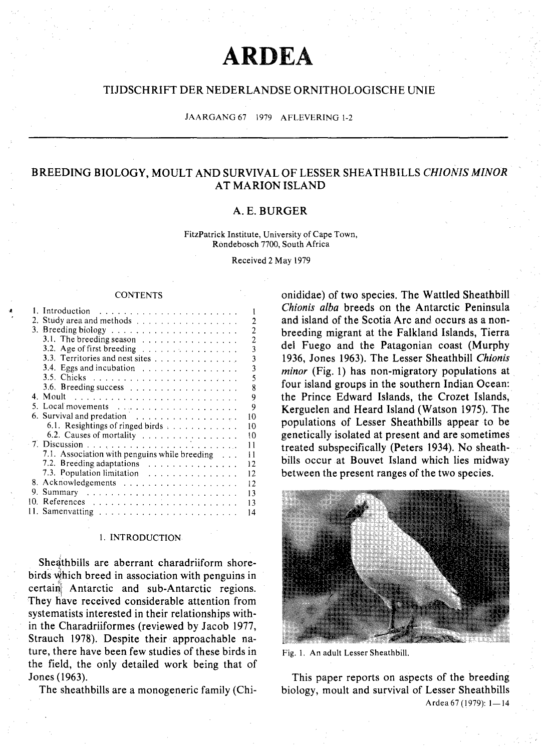# ARDEA

## TIJDSCHRIFT DER NEDERLANDSE ORNITHOLOGISCHE UNIE

JAARGANG 67 1979 AFLEVERING 1-2

# BREEDING BIOLOGY, MOULT AND SURVIVAL OF LESSER SHEATHBILLS *CHIONIS MINOR* AT MARION ISLAND

## A. E. BURGER

FitzPatrick Institute, University of Cape Town, Rondebosch 7700, South Africa

Received 2 May 1979

### CONTENTS

| | |
|---|---|
| 1. Introduction | 1 |
| 2. Study area and methods | 2 |
| 3. Breeding biology | 2 |
| 3.1. The breeding season | 2 |
| 3.2. Age of first breeding | 3 |
| 3.3. Territories and nest sites | 3 |
| 3.4. Eggs and incubation | 3 |
| 3.5. Chicks | 5 |
| 3.6. Breeding success | 8 |
| 4. Moult | 9 |
| 5. Local movements | 9 |
| 6. Survival and predation | 10 |
| 6.1. Resightings of ringed birds | 10 |
| 6.2. Causes of mortality | 10 |
| 7. Discussion | 11 |
| 7.1. Association with penguins while breeding | 11 |
| 7.2. Breeding adaptations | 12 |
| 7.3. Population limitation | 12 |
| 8. Acknowledgements | 12 |
| 9. Summary | 13 |
| 10. References | 13 |
| 11. Samenvatting | 14 |

### 1. INTRODUCTION

Sheathbills are aberrant charadriiform shorebirds which breed in association with penguins in certain Antarctic and sub-Antarctic regions. They have received considerable attention from systematists interested in their relationships within the Charadriiformes (reviewed by Jacob 1977, Strauch 1978). Despite their approachable nature, there have been few studies of these birds in the field, the only detailed work being that of Jones (1963).

The sheathbills are a monogeneric family (Chionididae) of two species. The Wattled Sheathbill *Chionis alba* breeds on the Antarctic Peninsula and island of the Scotia Arc and occurs as a non-breeding migrant at the Falkland Islands, Tierra del Fuego and the Patagonian coast (Murphy 1936, Jones 1963). The Lesser Sheathbill *Chionis minor* (Fig. 1) has non-migratory populations at four island groups in the southern Indian Ocean: the Prince Edward Islands, the Crozet Islands, Kerguelen and Heard Island (Watson 1975). The populations of Lesser Sheathbills appear to be genetically isolated at present and are sometimes treated subspecifically (Peters 1934). No sheathbills occur at Bouvet Island which lies midway between the present ranges of the two species.

Fig. 1. An adult Lesser Sheathbill.

This paper reports on aspects of the breeding biology, moult and survival of Lesser Sheathbills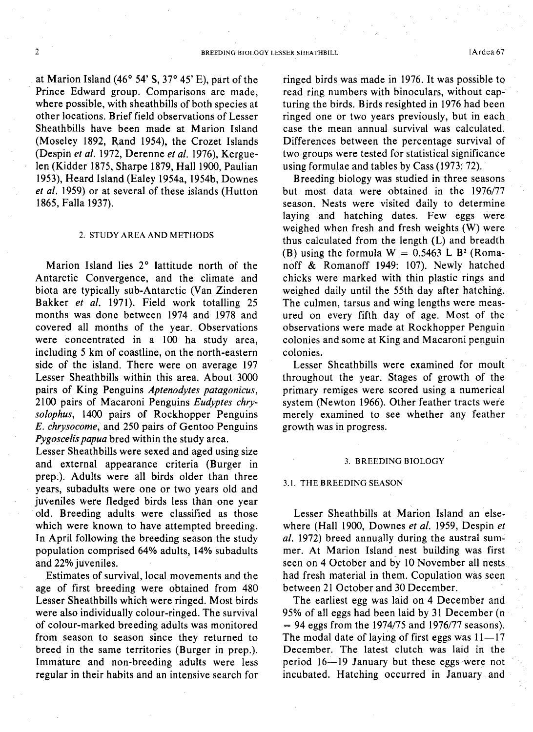at Marion Island (46° 54' S, 37° 45' E), part of the Prince Edward group. Comparisons are made, where possible, with sheathbills of both species at other locations. Brief field observations of Lesser Sheathbills have been made at Marion Island (Moseley 1892, Rand 1954), the Crozet Islands (Despin *et al.* 1972, Derenne *et al.* 1976), Kerguelen (Kidder 1875, Sharpe 1879, Hall 1900, Paulian 1953), Heard Island (Ealey 1954a, 1954b, Downes *et al.* 1959) or at several of these islands (Hutton 1865, Falla 1937).

## 2. STUDY AREA AND METHODS

Marion Island lies 2° latitude north of the Antarctic Convergence, and the climate and biota are typically sub-Antarctic (Van Zinderen Bakker *et al.* 1971). Field work totalling 25 months was done between 1974 and 1978 and covered all months of the year. Observations were concentrated in a 100 ha study area, including 5 km of coastline, on the north-eastern side of the island. There were on average 197 Lesser Sheathbills within this area. About 3000 pairs of King Penguins *Aptenodytes patagonicus*, 2100 pairs of Macaroni Penguins *Eudyptes chrysolophus*, 1400 pairs of Rockhopper Penguins *E. chrysocome*, and 250 pairs of Gentoo Penguins *Pygoscelis papua* bred within the study area.

Lesser Sheathbills were sexed and aged using size and external appearance criteria (Burger in prep.). Adults were all birds older than three years, subadults were one or two years old and juveniles were fledged birds less than one year old. Breeding adults were classified as those which were known to have attempted breeding. In April following the breeding season the study population comprised 64% adults, 14% subadults and 22% juveniles.

Estimates of survival, local movements and the age of first breeding were obtained from 480 Lesser Sheathbills which were ringed. Most birds were also individually colour-ringed. The survival of colour-marked breeding adults was monitored from season to season since they returned to breed in the same territories (Burger in prep.). Immature and non-breeding adults were less regular in their habits and an intensive search for ringed birds was made in 1976. It was possible to read ring numbers with binoculars, without capturing the birds. Birds resighted in 1976 had been ringed one or two years previously, but in each case the mean annual survival was calculated. Differences between the percentage survival of two groups were tested for statistical significance using formulae and tables by Cass (1973: 72).

Breeding biology was studied in three seasons but most data were obtained in the 1976/77 season. Nests were visited daily to determine laying and hatching dates. Few eggs were weighed when fresh and fresh weights (W) were thus calculated from the length (L) and breadth (B) using the formula $W = 0.5463\ L\ B^2$ (Romanoff & Romanoff 1949: 107). Newly hatched chicks were marked with thin plastic rings and weighed daily until the 55th day after hatching. The culmen, tarsus and wing lengths were measured on every fifth day of age. Most of the observations were made at Rockhopper Penguin colonies and some at King and Macaroni penguin colonies.

Lesser Sheathbills were examined for moult throughout the year. Stages of growth of the primary remiges were scored using a numerical system (Newton 1966). Other feather tracts were merely examined to see whether any feather growth was in progress.

## 3. BREEDING BIOLOGY

### 3.1. THE BREEDING SEASON

Lesser Sheathbills at Marion Island an elsewhere (Hall 1900, Downes *et al.* 1959, Despin *et al.* 1972) breed annually during the austral summer. At Marion Island nest building was first seen on 4 October and by 10 November all nests had fresh material in them. Copulation was seen between 21 October and 30 December.

The earliest egg was laid on 4 December and 95% of all eggs had been laid by 31 December ($n = 94$ eggs from the 1974/75 and 1976/77 seasons). The modal date of laying of first eggs was 11—17 December. The latest clutch was laid in the period 16—19 January but these eggs were not incubated. Hatching occurred in January and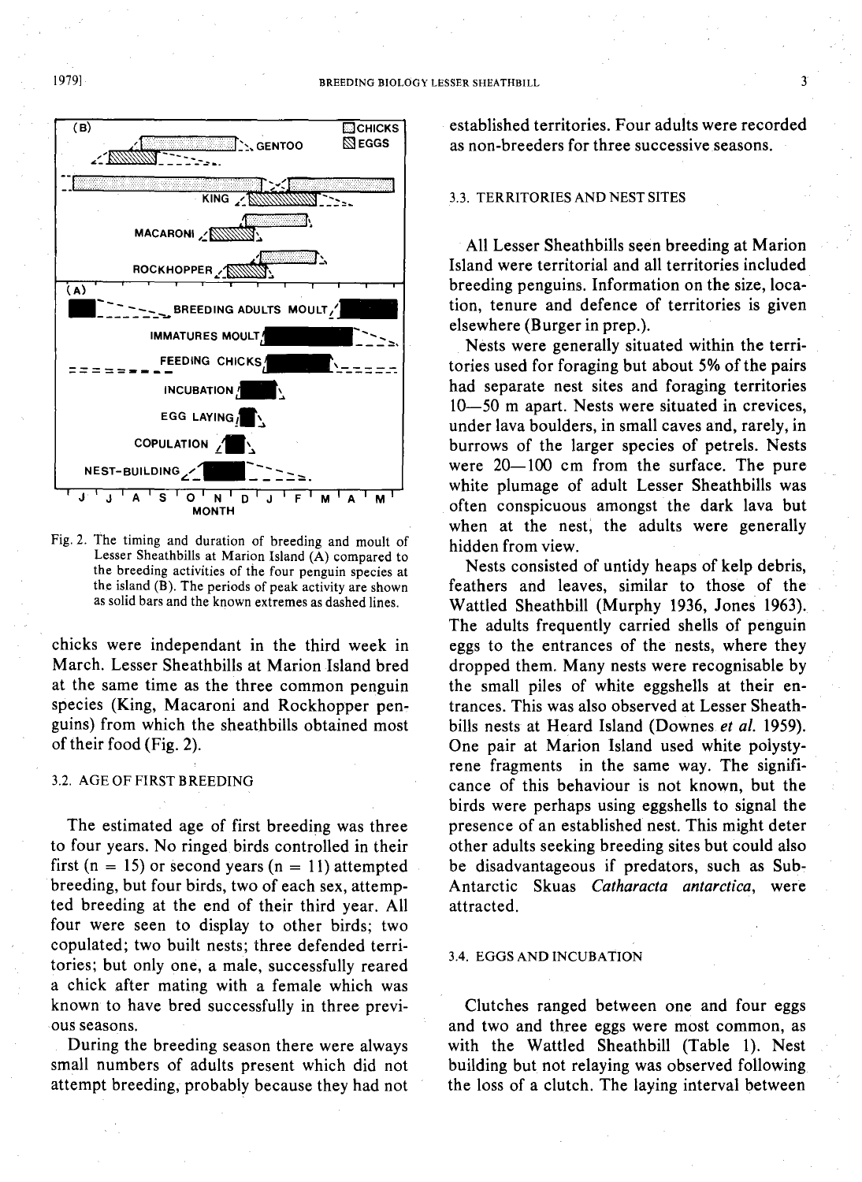Fig. 2. The timing and duration of breeding and moult of Lesser Sheathbills at Marion Island (A) compared to the breeding activities of the four penguin species at the island (B). The periods of peak activity are shown as solid bars and the known extremes as dashed lines.

chicks were independant in the third week in March. Lesser Sheathbills at Marion Island bred at the same time as the three common penguin species (King, Macaroni and Rockhopper penguins) from which the sheathbills obtained most of their food (Fig. 2).

### 3.2. AGE OF FIRST BREEDING

The estimated age of first breeding was three to four years. No ringed birds controlled in their first (n = 15) or second years (n = 11) attempted breeding, but four birds, two of each sex, attempted breeding at the end of their third year. All four were seen to display to other birds; two copulated; two built nests; three defended territories; but only one, a male, successfully reared a chick after mating with a female which was known to have bred successfully in three previous seasons.

During the breeding season there were always small numbers of adults present which did not attempt breeding, probably because they had not established territories. Four adults were recorded as non-breeders for three successive seasons.

### 3.3. TERRITORIES AND NEST SITES

All Lesser Sheathbills seen breeding at Marion Island were territorial and all territories included breeding penguins. Information on the size, location, tenure and defence of territories is given elsewhere (Burger in prep.).

Nests were generally situated within the territories used for foraging but about 5% of the pairs had separate nest sites and foraging territories 10—50 m apart. Nests were situated in crevices, under lava boulders, in small caves and, rarely, in burrows of the larger species of petrels. Nests were 20—100 cm from the surface. The pure white plumage of adult Lesser Sheathbills was often conspicuous amongst the dark lava but when at the nest, the adults were generally hidden from view.

Nests consisted of untidy heaps of kelp debris, feathers and leaves, similar to those of the Wattled Sheathbill (Murphy 1936, Jones 1963). The adults frequently carried shells of penguin eggs to the entrances of the nests, where they dropped them. Many nests were recognisable by the small piles of white eggshells at their entrances. This was also observed at Lesser Sheathbills nests at Heard Island (Downes *et al.* 1959). One pair at Marion Island used white polystyrene fragments in the same way. The significance of this behaviour is not known, but the birds were perhaps using eggshells to signal the presence of an established nest. This might deter other adults seeking breeding sites but could also be disadvantageous if predators, such as Sub-Antarctic Skuas *Catharacta antarctica*, were attracted.

### 3.4. EGGS AND INCUBATION

Clutches ranged between one and four eggs and two and three eggs were most common, as with the Wattled Sheathbill (Table 1). Nest building but not relaying was observed following the loss of a clutch. The laying interval between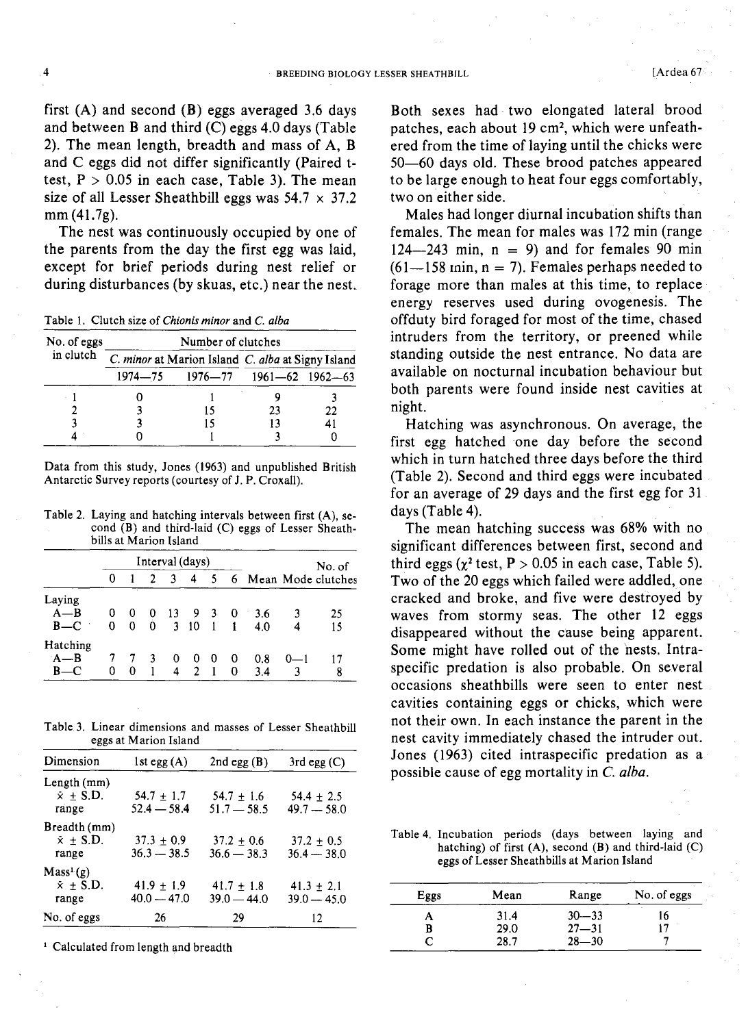first (A) and second (B) eggs averaged 3.6 days and between B and third (C) eggs 4.0 days (Table 2). The mean length, breadth and mass of A, B and C eggs did not differ significantly (Paired t-test, $P > 0.05$ in each case, Table 3). The mean size of all Lesser Sheathbill eggs was 54.7 × 37.2 mm (41.7g).

The nest was continuously occupied by one of the parents from the day the first egg was laid, except for brief periods during nest relief or during disturbances (by skuas, etc.) near the nest.

Table 1. Clutch size of *Chionis minor* and *C. alba*

| No. of eggs in clutch | Number of clutches | | | |
|---|---|---|---|---|
| | *C. minor* at Marion Island | | *C. alba* at Signy Island | |
| | 1974—75 | 1976—77 | 1961—62 | 1962—63 |
| 1 | 0 | 1 | 9 | 3 |
| 2 | 3 | 15 | 23 | 22 |
| 3 | 3 | 15 | 13 | 41 |
| 4 | 0 | 1 | 3 | 0 |

Data from this study, Jones (1963) and unpublished British Antarctic Survey reports (courtesy of J. P. Croxall).

Table 2. Laying and hatching intervals between first (A), second (B) and third-laid (C) eggs of Lesser Sheathbills at Marion Island

| | Interval (days) | | | | | | | | | No. of clutches |
|---|---|---|---|---|---|---|---|---|---|---|
| | 0 | 1 | 2 | 3 | 4 | 5 | 6 | Mean | Mode | |
| Laying | | | | | | | | | | |
| A—B | 0 | 0 | 0 | 13 | 9 | 3 | 0 | 3.6 | 3 | 25 |
| B—C | 0 | 0 | 0 | 3 | 10 | 1 | 1 | 4.0 | 4 | 15 |
| Hatching | | | | | | | | | | |
| A—B | 7 | 7 | 3 | 0 | 0 | 0 | 0 | 0.8 | 0—1 | 17 |
| B—C | 0 | 0 | 1 | 4 | 2 | 1 | 0 | 3.4 | 3 | 8 |

Table 3. Linear dimensions and masses of Lesser Sheathbill eggs at Marion Island

| Dimension | 1st egg (A) | 2nd egg (B) | 3rd egg (C) |
|---|---|---|---|
| Length (mm) | | | |
| $\bar{x}$ ± S.D. | 54.7 ± 1.7 | 54.7 ± 1.6 | 54.4 ± 2.5 |
| range | 52.4 — 58.4 | 51.7 — 58.5 | 49.7 — 58.0 |
| Breadth (mm) | | | |
| $\bar{x}$ ± S.D. | 37.3 ± 0.9 | 37.2 ± 0.6 | 37.2 ± 0.5 |
| range | 36.3 — 38.5 | 36.6 — 38.3 | 36.4 — 38.0 |
| Mass[1] (g) | | | |
| $\bar{x}$ ± S.D. | 41.9 ± 1.9 | 41.7 ± 1.8 | 41.3 ± 2.1 |
| range | 40.0 — 47.0 | 39.0 — 44.0 | 39.0 — 45.0 |
| No. of eggs | 26 | 29 | 12 |

[1] Calculated from length and breadth

Both sexes had two elongated lateral brood patches, each about 19 cm², which were unfeathered from the time of laying until the chicks were 50—60 days old. These brood patches appeared to be large enough to heat four eggs comfortably, two on either side.

Males had longer diurnal incubation shifts than females. The mean for males was 172 min (range 124—243 min, n = 9) and for females 90 min (61—158 min, n = 7). Females perhaps needed to forage more than males at this time, to replace energy reserves used during ovogenesis. The offduty bird foraged for most of the time, chased intruders from the territory, or preened while standing outside the nest entrance. No data are available on nocturnal incubation behaviour but both parents were found inside nest cavities at night.

Hatching was asynchronous. On average, the first egg hatched one day before the second which in turn hatched three days before the third (Table 2). Second and third eggs were incubated for an average of 29 days and the first egg for 31 days (Table 4).

The mean hatching success was 68% with no significant differences between first, second and third eggs ($\chi^2$ test, $P > 0.05$ in each case, Table 5). Two of the 20 eggs which failed were addled, one cracked and broke, and five were destroyed by waves from stormy seas. The other 12 eggs disappeared without the cause being apparent. Some might have rolled out of the nests. Intraspecific predation is also probable. On several occasions sheathbills were seen to enter nest cavities containing eggs or chicks, which were not their own. In each instance the parent in the nest cavity immediately chased the intruder out. Jones (1963) cited intraspecific predation as a possible cause of egg mortality in *C. alba*.

Table 4. Incubation periods (days between laying and hatching) of first (A), second (B) and third-laid (C) eggs of Lesser Sheathbills at Marion Island

| Eggs | Mean | Range | No. of eggs |
|---|---|---|---|
| A | 31.4 | 30—33 | 16 |
| B | 29.0 | 27—31 | 17 |
| C | 28.7 | 28—30 | 7 |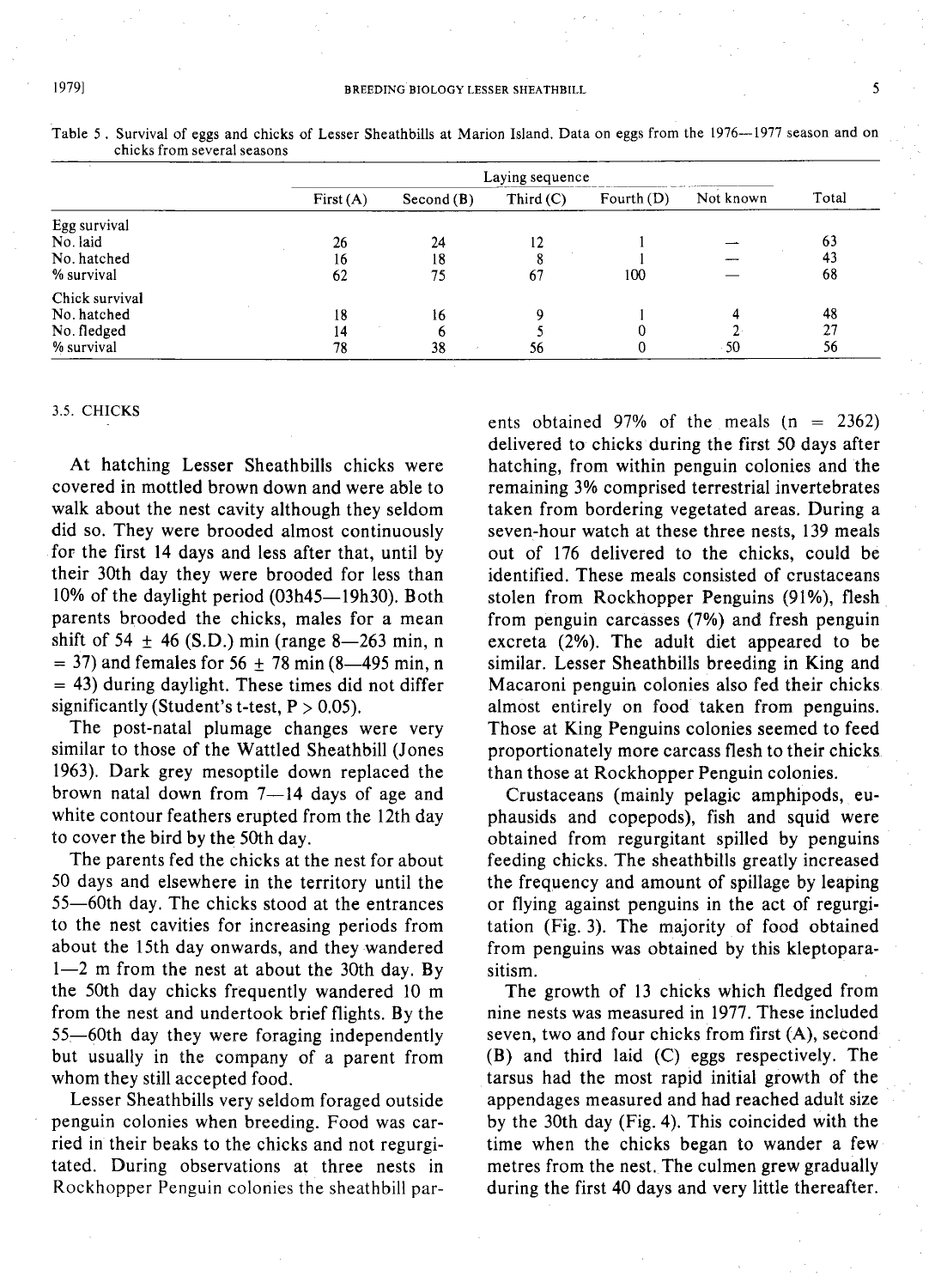Table 5. Survival of eggs and chicks of Lesser Sheathbills at Marion Island. Data on eggs from the 1976—1977 season and on chicks from several seasons

| | Laying sequence | | | | | Total |
|---|---|---|---|---|---|---|
| | First (A) | Second (B) | Third (C) | Fourth (D) | Not known | |
| Egg survival | | | | | | |
| No. laid | 26 | 24 | 12 | 1 | — | 63 |
| No. hatched | 16 | 18 | 8 | 1 | — | 43 |
| % survival | 62 | 75 | 67 | 100 | — | 68 |
| Chick survival | | | | | | |
| No. hatched | 18 | 16 | 9 | 1 | 4 | 48 |
| No. fledged | 14 | 6 | 5 | 0 | 2 | 27 |
| % survival | 78 | 38 | 56 | 0 | 50 | 56 |

### 3.5. CHICKS

At hatching Lesser Sheathbills chicks were covered in mottled brown down and were able to walk about the nest cavity although they seldom did so. They were brooded almost continuously for the first 14 days and less after that, until by their 30th day they were brooded for less than 10% of the daylight period (03h45—19h30). Both parents brooded the chicks, males for a mean shift of 54 ± 46 (S.D.) min (range 8—263 min, n = 37) and females for 56 ± 78 min (8—495 min, n = 43) during daylight. These times did not differ significantly (Student's t-test, $P > 0.05$).

The post-natal plumage changes were very similar to those of the Wattled Sheathbill (Jones 1963). Dark grey mesoptile down replaced the brown natal down from 7—14 days of age and white contour feathers erupted from the 12th day to cover the bird by the 50th day.

The parents fed the chicks at the nest for about 50 days and elsewhere in the territory until the 55—60th day. The chicks stood at the entrances to the nest cavities for increasing periods from about the 15th day onwards, and they wandered 1—2 m from the nest at about the 30th day. By the 50th day chicks frequently wandered 10 m from the nest and undertook brief flights. By the 55—60th day they were foraging independently but usually in the company of a parent from whom they still accepted food.

Lesser Sheathbills very seldom foraged outside penguin colonies when breeding. Food was carried in their beaks to the chicks and not regurgitated. During observations at three nests in Rockhopper Penguin colonies the sheathbill parents obtained 97% of the meals (n = 2362) delivered to chicks during the first 50 days after hatching, from within penguin colonies and the remaining 3% comprised terrestrial invertebrates taken from bordering vegetated areas. During a seven-hour watch at these three nests, 139 meals out of 176 delivered to the chicks, could be identified. These meals consisted of crustaceans stolen from Rockhopper Penguins (91%), flesh from penguin carcasses (7%) and fresh penguin excreta (2%). The adult diet appeared to be similar. Lesser Sheathbills breeding in King and Macaroni penguin colonies also fed their chicks almost entirely on food taken from penguins. Those at King Penguins colonies seemed to feed proportionately more carcass flesh to their chicks than those at Rockhopper Penguin colonies.

Crustaceans (mainly pelagic amphipods, euphausids and copepods), fish and squid were obtained from regurgitant spilled by penguins feeding chicks. The sheathbills greatly increased the frequency and amount of spillage by leaping or flying against penguins in the act of regurgitation (Fig. 3). The majority of food obtained from penguins was obtained by this kleptoparasitism.

The growth of 13 chicks which fledged from nine nests was measured in 1977. These included seven, two and four chicks from first (A), second (B) and third laid (C) eggs respectively. The tarsus had the most rapid initial growth of the appendages measured and had reached adult size by the 30th day (Fig. 4). This coincided with the time when the chicks began to wander a few metres from the nest. The culmen grew gradually during the first 40 days and very little thereafter.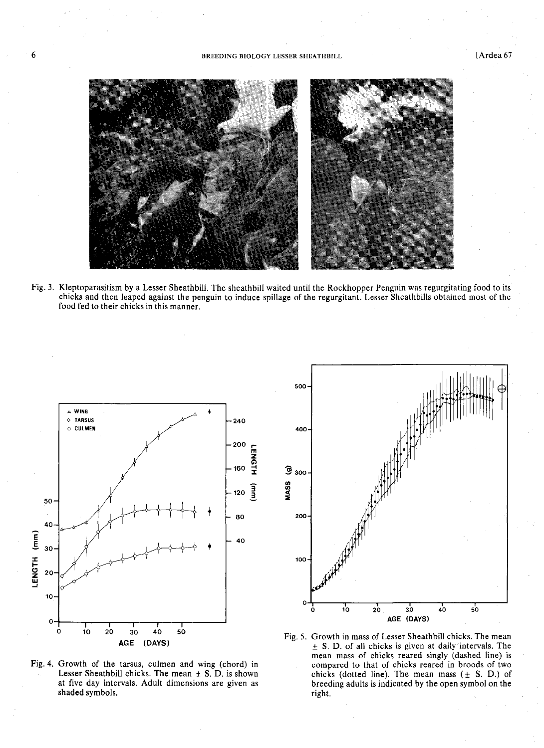Fig. 3. Kleptoparasitism by a Lesser Sheathbill. The sheathbill waited until the Rockhopper Penguin was regurgitating food to its chicks and then leaped against the penguin to induce spillage of the regurgitant. Lesser Sheathbills obtained most of the food fed to their chicks in this manner.

Fig. 4. Growth of the tarsus, culmen and wing (chord) in Lesser Sheathbill chicks. The mean ± S. D. is shown at five day intervals. Adult dimensions are given as shaded symbols.

Fig. 5. Growth in mass of Lesser Sheathbill chicks. The mean ± S. D. of all chicks is given at daily intervals. The mean mass of chicks reared singly (dashed line) is compared to that of chicks reared in broods of two chicks (dotted line). The mean mass (± S. D.) of breeding adults is indicated by the open symbol on the right.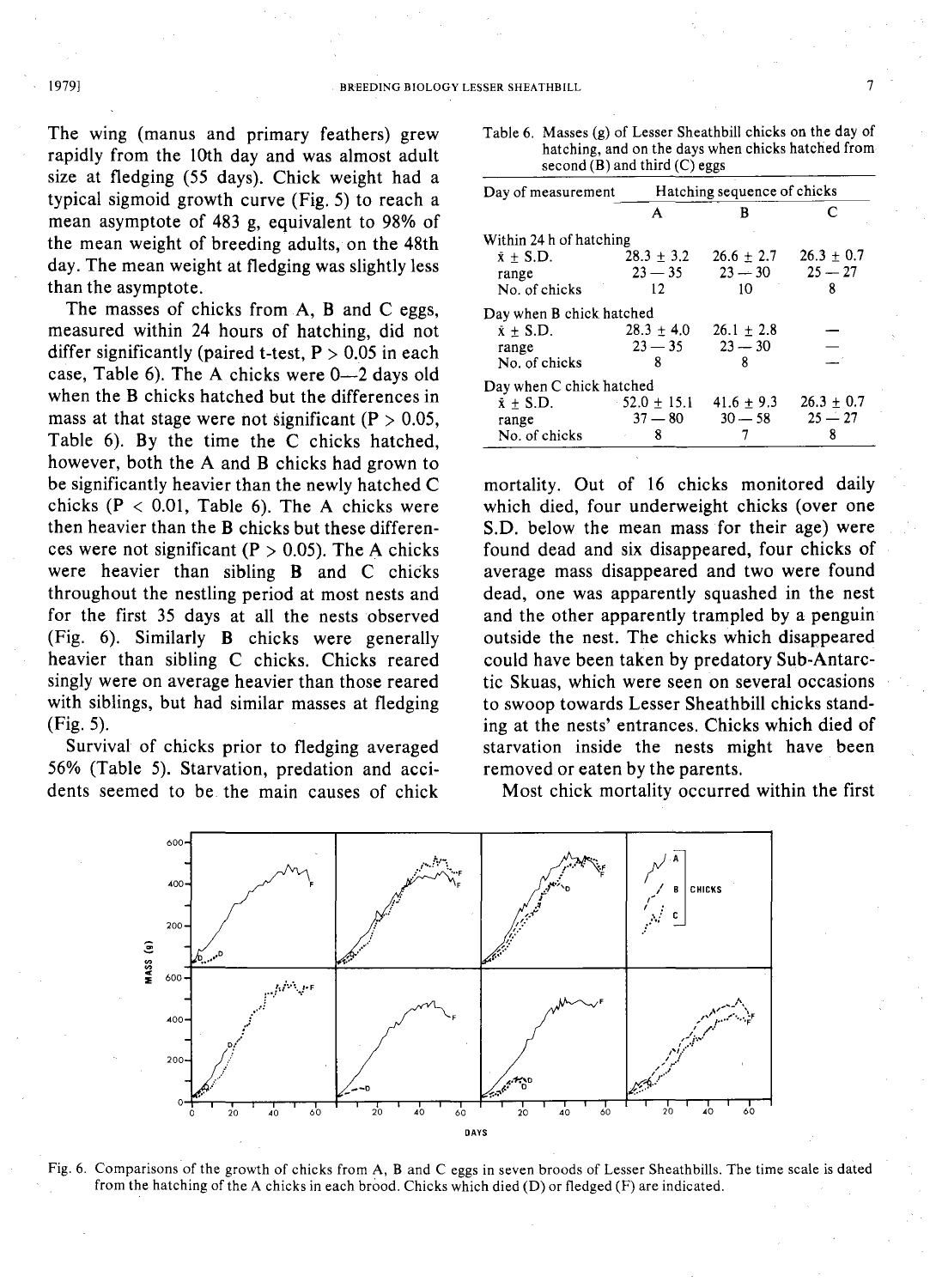The wing (manus and primary feathers) grew rapidly from the 10th day and was almost adult size at fledging (55 days). Chick weight had a typical sigmoid growth curve (Fig. 5) to reach a mean asymptote of 483 g, equivalent to 98% of the mean weight of breeding adults, on the 48th day. The mean weight at fledging was slightly less than the asymptote.

The masses of chicks from A, B and C eggs, measured within 24 hours of hatching, did not differ significantly (paired t-test, $P > 0.05$ in each case, Table 6). The A chicks were 0—2 days old when the B chicks hatched but the differences in mass at that stage were not significant ($P > 0.05$, Table 6). By the time the C chicks hatched, however, both the A and B chicks had grown to be significantly heavier than the newly hatched C chicks ($P < 0.01$, Table 6). The A chicks were then heavier than the B chicks but these differences were not significant ($P > 0.05$). The A chicks were heavier than sibling B and C chicks throughout the nestling period at most nests and for the first 35 days at all the nests observed (Fig. 6). Similarly B chicks were generally heavier than sibling C chicks. Chicks reared singly were on average heavier than those reared with siblings, but had similar masses at fledging (Fig. 5).

Survival of chicks prior to fledging averaged 56% (Table 5). Starvation, predation and accidents seemed to be the main causes of chick mortality. Out of 16 chicks monitored daily which died, four underweight chicks (over one S.D. below the mean mass for their age) were found dead and six disappeared, four chicks of average mass disappeared and two were found dead, one was apparently squashed in the nest and the other apparently trampled by a penguin outside the nest. The chicks which disappeared could have been taken by predatory Sub-Antarctic Skuas, which were seen on several occasions to swoop towards Lesser Sheathbill chicks standing at the nests' entrances. Chicks which died of starvation inside the nests might have been removed or eaten by the parents.

Most chick mortality occurred within the first

Table 6. Masses (g) of Lesser Sheathbill chicks on the day of hatching, and on the days when chicks hatched from second (B) and third (C) eggs

| Day of measurement | Hatching sequence of chicks | | |
|---|---|---|---|
| | A | B | C |
| **Within 24 h of hatching** | | | |
| $\bar{x} \pm$ S.D. | 28.3 ± 3.2 | 26.6 ± 2.7 | 26.3 ± 0.7 |
| range | 23 — 35 | 23 — 30 | 25 — 27 |
| No. of chicks | 12 | 10 | 8 |
| **Day when B chick hatched** | | | |
| $\bar{x} \pm$ S.D. | 28.3 ± 4.0 | 26.1 ± 2.8 | — |
| range | 23 — 35 | 23 — 30 | — |
| No. of chicks | 8 | 8 | — |
| **Day when C chick hatched** | | | |
| $\bar{x} \pm$ S.D. | 52.0 ± 15.1 | 41.6 ± 9.3 | 26.3 ± 0.7 |
| range | 37 — 80 | 30 — 58 | 25 — 27 |
| No. of chicks | 8 | 7 | 8 |

Fig. 6. Comparisons of the growth of chicks from A, B and C eggs in seven broods of Lesser Sheathbills. The time scale is dated from the hatching of the A chicks in each brood. Chicks which died (D) or fledged (F) are indicated.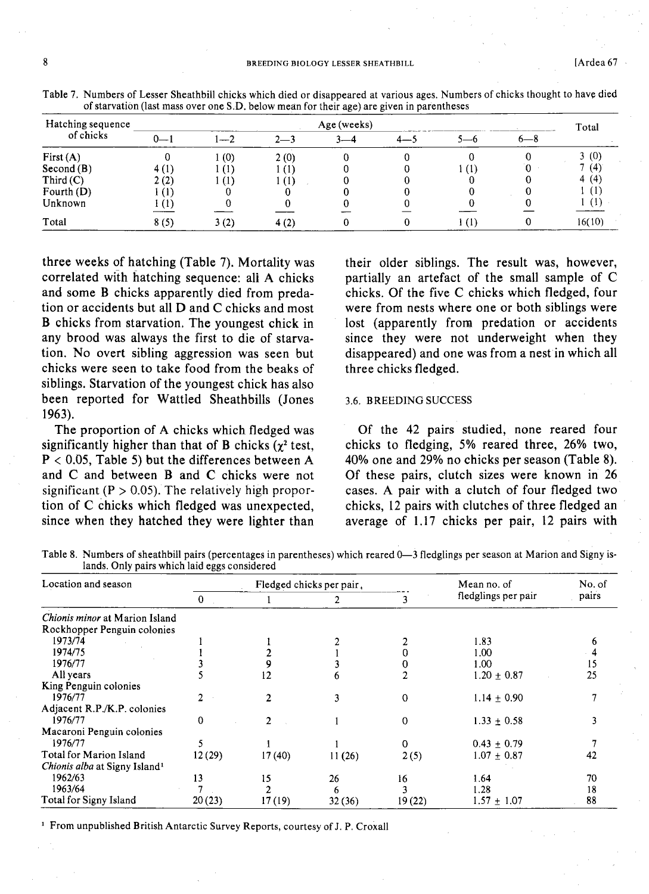Table 7. Numbers of Lesser Sheathbill chicks which died or disappeared at various ages. Numbers of chicks thought to have died of starvation (last mass over one S.D. below mean for their age) are given in parentheses

| Hatching sequence of chicks | Age (weeks) | | | | | | | Total |
|---|---|---|---|---|---|---|---|---|
| | 0—1 | 1—2 | 2—3 | 3—4 | 4—5 | 5—6 | 6—8 | |
| First (A) | 0 | 1 (0) | 2 (0) | 0 | 0 | 0 | 0 | 3 (0) |
| Second (B) | 4 (1) | 1 (1) | 1 (1) | 0 | 0 | 1 (1) | 0 | 7 (4) |
| Third (C) | 2 (2) | 1 (1) | 1 (1) | 0 | 0 | 0 | 0 | 4 (4) |
| Fourth (D) | 1 (1) | 0 | 0 | 0 | 0 | 0 | 0 | 1 (1) |
| Unknown | 1 (1) | 0 | 0 | 0 | 0 | 0 | 0 | 1 (1) |
| Total | 8 (5) | 3 (2) | 4 (2) | 0 | 0 | 1 (1) | 0 | 16(10) |

three weeks of hatching (Table 7). Mortality was correlated with hatching sequence: all A chicks and some B chicks apparently died from predation or accidents but all D and C chicks and most B chicks from starvation. The youngest chick in any brood was always the first to die of starvation. No overt sibling aggression was seen but chicks were seen to take food from the beaks of siblings. Starvation of the youngest chick has also been reported for Wattled Sheathbills (Jones 1963).

The proportion of A chicks which fledged was significantly higher than that of B chicks ($\chi^2$ test, $P < 0.05$, Table 5) but the differences between A and C and between B and C chicks were not significant ($P > 0.05$). The relatively high proportion of C chicks which fledged was unexpected, since when they hatched they were lighter than their older siblings. The result was, however, partially an artefact of the small sample of C chicks. Of the five C chicks which fledged, four were from nests where one or both siblings were lost (apparently from predation or accidents since they were not underweight when they disappeared) and one was from a nest in which all three chicks fledged.

### 3.6. BREEDING SUCCESS

Of the 42 pairs studied, none reared four chicks to fledging, 5% reared three, 26% two, 40% one and 29% no chicks per season (Table 8). Of these pairs, clutch sizes were known in 26 cases. A pair with a clutch of four fledged two chicks, 12 pairs with clutches of three fledged an average of 1.17 chicks per pair, 12 pairs with

Table 8. Numbers of sheathbill pairs (percentages in parentheses) which reared 0—3 fledglings per season at Marion and Signy islands. Only pairs which laid eggs considered

| Location and season | Fledged chicks per pair | | | | Mean no. of fledglings per pair | No. of pairs |
|---|---|---|---|---|---|---|
| | 0 | 1 | 2 | 3 | | |
| *Chionis minor* at Marion Island | | | | | | |
| Rockhopper Penguin colonies | | | | | | |
| 1973/74 | 1 | 1 | 2 | 2 | 1.83 | 6 |
| 1974/75 | 1 | 2 | 1 | 0 | 1.00 | 4 |
| 1976/77 | 3 | 9 | 3 | 0 | 1.00 | 15 |
| All years | 5 | 12 | 6 | 2 | 1.20 ± 0.87 | 25 |
| King Penguin colonies | | | | | | |
| 1976/77 | 2 | 2 | 3 | 0 | 1.14 ± 0.90 | 7 |
| Adjacent R.P./K.P. colonies | | | | | | |
| 1976/77 | 0 | 2 | 1 | 0 | 1.33 ± 0.58 | 3 |
| Macaroni Penguin colonies | | | | | | |
| 1976/77 | 5 | 1 | 1 | 0 | 0.43 ± 0.79 | 7 |
| Total for Marion Island | 12 (29) | 17 (40) | 11 (26) | 2 (5) | 1.07 ± 0.87 | 42 |
| *Chionis alba* at Signy Island[1] | | | | | | |
| 1962/63 | 13 | 15 | 26 | 16 | 1.64 | 70 |
| 1963/64 | 7 | 2 | 6 | 3 | 1.28 | 18 |
| Total for Signy Island | 20 (23) | 17 (19) | 32 (36) | 19 (22) | 1.57 ± 1.07 | 88 |

[1] From unpublished British Antarctic Survey Reports, courtesy of J. P. Croxall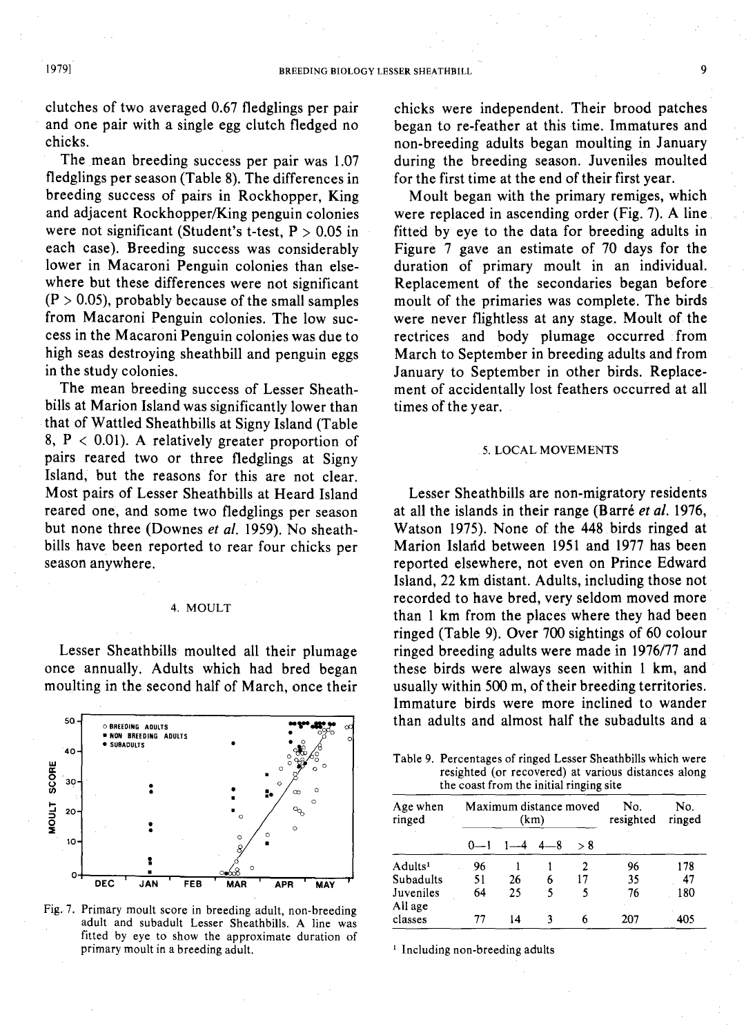clutches of two averaged 0.67 fledglings per pair and one pair with a single egg clutch fledged no chicks.

The mean breeding success per pair was 1.07 fledglings per season (Table 8). The differences in breeding success of pairs in Rockhopper, King and adjacent Rockhopper/King penguin colonies were not significant (Student's t-test, $P > 0.05$ in each case). Breeding success was considerably lower in Macaroni Penguin colonies than elsewhere but these differences were not significant ($P > 0.05$), probably because of the small samples from Macaroni Penguin colonies. The low success in the Macaroni Penguin colonies was due to high seas destroying sheathbill and penguin eggs in the study colonies.

The mean breeding success of Lesser Sheathbills at Marion Island was significantly lower than that of Wattled Sheathbills at Signy Island (Table 8, $P < 0.01$). A relatively greater proportion of pairs reared two or three fledglings at Signy Island, but the reasons for this are not clear. Most pairs of Lesser Sheathbills at Heard Island reared one, and some two fledglings per season but none three (Downes *et al.* 1959). No sheathbills have been reported to rear four chicks per season anywhere.

## 4. MOULT

Lesser Sheathbills moulted all their plumage once annually. Adults which had bred began moulting in the second half of March, once their chicks were independent. Their brood patches began to re-feather at this time. Immatures and non-breeding adults began moulting in January during the breeding season. Juveniles moulted for the first time at the end of their first year.

Fig. 7. Primary moult score in breeding adult, non-breeding adult and subadult Lesser Sheathbills. A line was fitted by eye to show the approximate duration of primary moult in a breeding adult.

Moult began with the primary remiges, which were replaced in ascending order (Fig. 7). A line fitted by eye to the data for breeding adults in Figure 7 gave an estimate of 70 days for the duration of primary moult in an individual. Replacement of the secondaries began before moult of the primaries was complete. The birds were never flightless at any stage. Moult of the rectrices and body plumage occurred from March to September in breeding adults and from January to September in other birds. Replacement of accidentally lost feathers occurred at all times of the year.

## 5. LOCAL MOVEMENTS

Lesser Sheathbills are non-migratory residents at all the islands in their range (Barré *et al.* 1976, Watson 1975). None of the 448 birds ringed at Marion Island between 1951 and 1977 has been reported elsewhere, not even on Prince Edward Island, 22 km distant. Adults, including those not recorded to have bred, very seldom moved more than 1 km from the places where they had been ringed (Table 9). Over 700 sightings of 60 colour ringed breeding adults were made in 1976/77 and these birds were always seen within 1 km, and usually within 500 m, of their breeding territories. Immature birds were more inclined to wander than adults and almost half the subadults and a

Table 9. Percentages of ringed Lesser Sheathbills which were resighted (or recovered) at various distances along the coast from the initial ringing site

| Age when ringed | Maximum distance moved (km) | | | | No. resighted | No. ringed |
|---|---|---|---|---|---|---|
| | 0—1 | 1—4 | 4—8 | > 8 | | |
| Adults[1] | 96 | 1 | 1 | 2 | 96 | 178 |
| Subadults | 51 | 26 | 6 | 17 | 35 | 47 |
| Juveniles | 64 | 25 | 5 | 5 | 76 | 180 |
| All age classes | 77 | 14 | 3 | 6 | 207 | 405 |

[1] Including non-breeding adults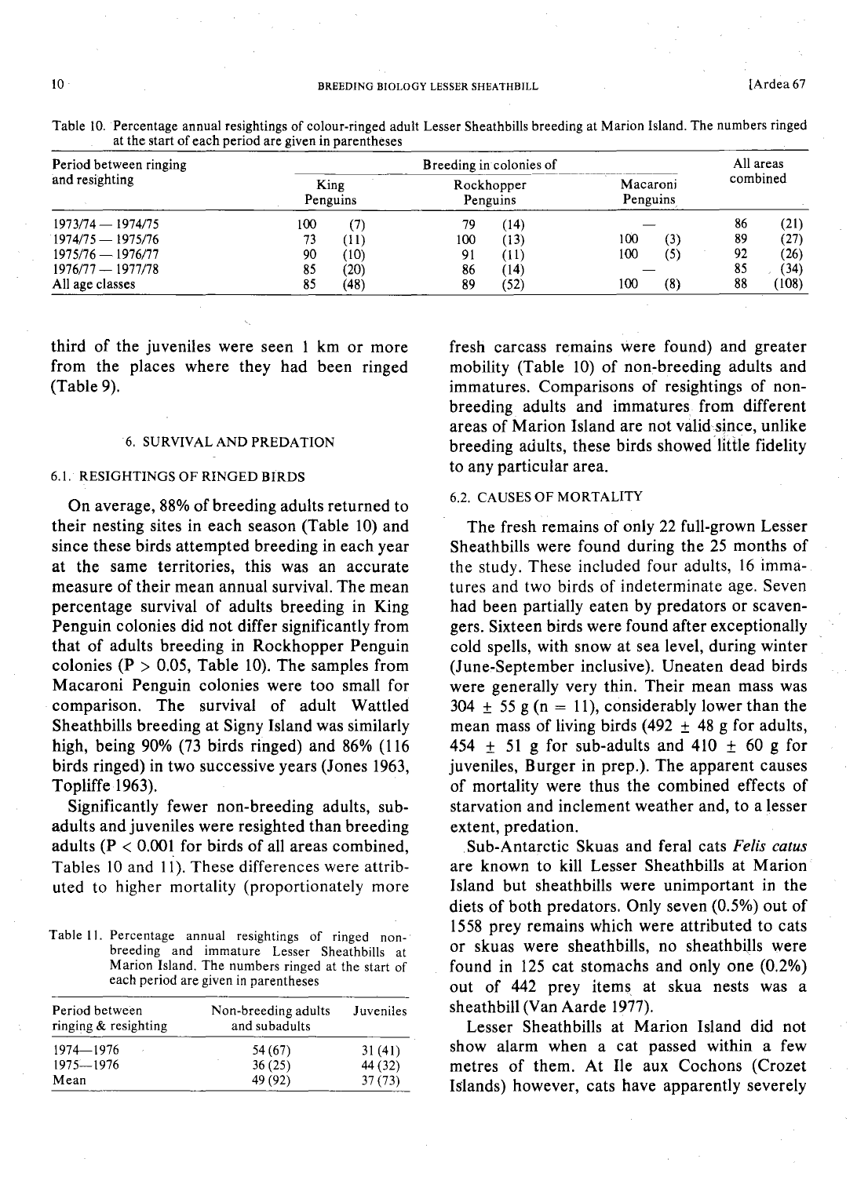Table 10. Percentage annual resightings of colour-ringed adult Lesser Sheathbills breeding at Marion Island. The numbers ringed at the start of each period are given in parentheses

| Period between ringing and resighting | Breeding in colonies of | | | All areas combined |
|---|---|---|---|---|
| | King Penguins | Rockhopper Penguins | Macaroni Penguins | |
| 1973/74 — 1974/75 | 100 (7) | 79 (14) | — | 86 (21) |
| 1974/75 — 1975/76 | 73 (11) | 100 (13) | 100 (3) | 89 (27) |
| 1975/76 — 1976/77 | 90 (10) | 91 (11) | 100 (5) | 92 (26) |
| 1976/77 — 1977/78 | 85 (20) | 86 (14) | — | 85 (34) |
| All age classes | 85 (48) | 89 (52) | 100 (8) | 88 (108) |

third of the juveniles were seen 1 km or more from the places where they had been ringed (Table 9).

## 6. SURVIVAL AND PREDATION

### 6.1. RESIGHTINGS OF RINGED BIRDS

On average, 88% of breeding adults returned to their nesting sites in each season (Table 10) and since these birds attempted breeding in each year at the same territories, this was an accurate measure of their mean annual survival. The mean percentage survival of adults breeding in King Penguin colonies did not differ significantly from that of adults breeding in Rockhopper Penguin colonies ($P > 0.05$, Table 10). The samples from Macaroni Penguin colonies were too small for comparison. The survival of adult Wattled Sheathbills breeding at Signy Island was similarly high, being 90% (73 birds ringed) and 86% (116 birds ringed) in two successive years (Jones 1963, Topliffe 1963).

Significantly fewer non-breeding adults, sub-adults and juveniles were resighted than breeding adults ($P < 0.001$ for birds of all areas combined, Tables 10 and 11). These differences were attributed to higher mortality (proportionately more fresh carcass remains were found) and greater mobility (Table 10) of non-breeding adults and immatures. Comparisons of resightings of non-breeding adults and immatures from different areas of Marion Island are not valid since, unlike breeding adults, these birds showed little fidelity to any particular area.

Table 11. Percentage annual resightings of ringed non-breeding and immature Lesser Sheathbills at Marion Island. The numbers ringed at the start of each period are given in parentheses

| Period between ringing & resighting | Non-breeding adults and subadults | Juveniles |
|---|---|---|
| 1974—1976 | 54 (67) | 31 (41) |
| 1975—1976 | 36 (25) | 44 (32) |
| Mean | 49 (92) | 37 (73) |

### 6.2. CAUSES OF MORTALITY

The fresh remains of only 22 full-grown Lesser Sheathbills were found during the 25 months of the study. These included four adults, 16 immatures and two birds of indeterminate age. Seven had been partially eaten by predators or scavengers. Sixteen birds were found after exceptionally cold spells, with snow at sea level, during winter (June-September inclusive). Uneaten dead birds were generally very thin. Their mean mass was $304 \pm 55$ g ($n = 11$), considerably lower than the mean mass of living birds ($492 \pm 48$ g for adults, $454 \pm 51$ g for sub-adults and $410 \pm 60$ g for juveniles, Burger in prep.). The apparent causes of mortality were thus the combined effects of starvation and inclement weather and, to a lesser extent, predation.

Sub-Antarctic Skuas and feral cats *Felis catus* are known to kill Lesser Sheathbills at Marion Island but sheathbills were unimportant in the diets of both predators. Only seven (0.5%) out of 1558 prey remains which were attributed to cats or skuas were sheathbills, no sheathbills were found in 125 cat stomachs and only one (0.2%) out of 442 prey items at skua nests was a sheathbill (Van Aarde 1977).

Lesser Sheathbills at Marion Island did not show alarm when a cat passed within a few metres of them. At Ile aux Cochons (Crozet Islands) however, cats have apparently severely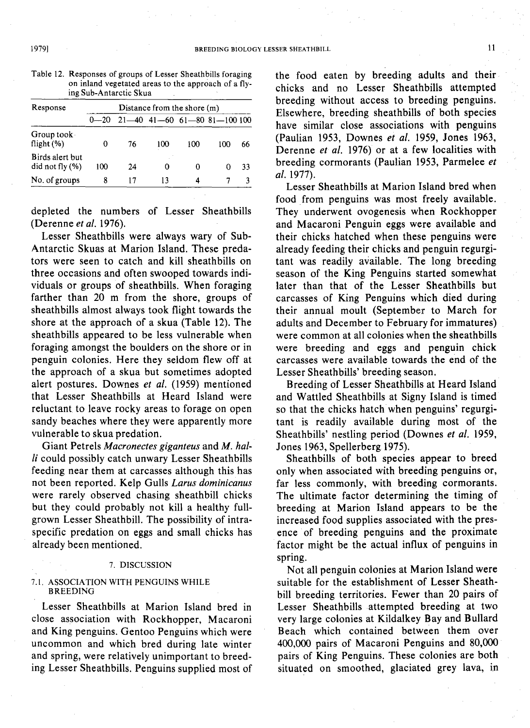Table 12. Responses of groups of Lesser Sheathbills foraging on inland vegetated areas to the approach of a flying Sub-Antarctic Skua

| Response | Distance from the shore (m) | | | | | |
|---|---|---|---|---|---|---|
| | 0—20 | 21—40 | 41—60 | 61—80 | 81—100 | 100 |
| Group took flight (%) | 0 | 76 | 100 | 100 | 100 | 66 |
| Birds alert but did not fly (%) | 100 | 24 | 0 | 0 | 0 | 33 |
| No. of groups | 8 | 17 | 13 | 4 | 7 | 3 |

depleted the numbers of Lesser Sheathbills (Derenne *et al.* 1976).

Lesser Sheathbills were always wary of Sub-Antarctic Skuas at Marion Island. These predators were seen to catch and kill sheathbills on three occasions and often swooped towards individuals or groups of sheathbills. When foraging farther than 20 m from the shore, groups of sheathbills almost always took flight towards the shore at the approach of a skua (Table 12). The sheathbills appeared to be less vulnerable when foraging amongst the boulders on the shore or in penguin colonies. Here they seldom flew off at the approach of a skua but sometimes adopted alert postures. Downes *et al.* (1959) mentioned that Lesser Sheathbills at Heard Island were reluctant to leave rocky areas to forage on open sandy beaches where they were apparently more vulnerable to skua predation.

Giant Petrels *Macronectes giganteus* and *M. halli* could possibly catch unwary Lesser Sheathbills feeding near them at carcasses although this has not been reported. Kelp Gulls *Larus dominicanus* were rarely observed chasing sheathbill chicks but they could probably not kill a healthy full-grown Lesser Sheathbill. The possibility of intraspecific predation on eggs and small chicks has already been mentioned.

## 7. DISCUSSION

### 7.1. ASSOCIATION WITH PENGUINS WHILE BREEDING

Lesser Sheathbills at Marion Island bred in close association with Rockhopper, Macaroni and King penguins. Gentoo Penguins which were uncommon and which bred during late winter and spring, were relatively unimportant to breeding Lesser Sheathbills. Penguins supplied most of the food eaten by breeding adults and their chicks and no Lesser Sheathbills attempted breeding without access to breeding penguins. Elsewhere, breeding sheathbills of both species have similar close associations with penguins (Paulian 1953, Downes *et al.* 1959, Jones 1963, Derenne *et al.* 1976) or at a few localities with breeding cormorants (Paulian 1953, Parmelee *et al.* 1977).

Lesser Sheathbills at Marion Island bred when food from penguins was most freely available. They underwent ovogenesis when Rockhopper and Macaroni Penguin eggs were available and their chicks hatched when these penguins were already feeding their chicks and penguin regurgitant was readily available. The long breeding season of the King Penguins started somewhat later than that of the Lesser Sheathbills but carcasses of King Penguins which died during their annual moult (September to March for adults and December to February for immatures) were common at all colonies when the sheathbills were breeding and eggs and penguin chick carcasses were available towards the end of the Lesser Sheathbills' breeding season.

Breeding of Lesser Sheathbills at Heard Island and Wattled Sheathbills at Signy Island is timed so that the chicks hatch when penguins' regurgitant is readily available during most of the Sheathbills' nestling period (Downes *et al.* 1959, Jones 1963, Spellerberg 1975).

Sheathbills of both species appear to breed only when associated with breeding penguins or, far less commonly, with breeding cormorants. The ultimate factor determining the timing of breeding at Marion Island appears to be the increased food supplies associated with the presence of breeding penguins and the proximate factor might be the actual influx of penguins in spring.

Not all penguin colonies at Marion Island were suitable for the establishment of Lesser Sheathbill breeding territories. Fewer than 20 pairs of Lesser Sheathbills attempted breeding at two very large colonies at Kildalkey Bay and Bullard Beach which contained between them over 400,000 pairs of Macaroni Penguins and 80,000 pairs of King Penguins. These colonies are both situated on smoothed, glaciated grey lava, in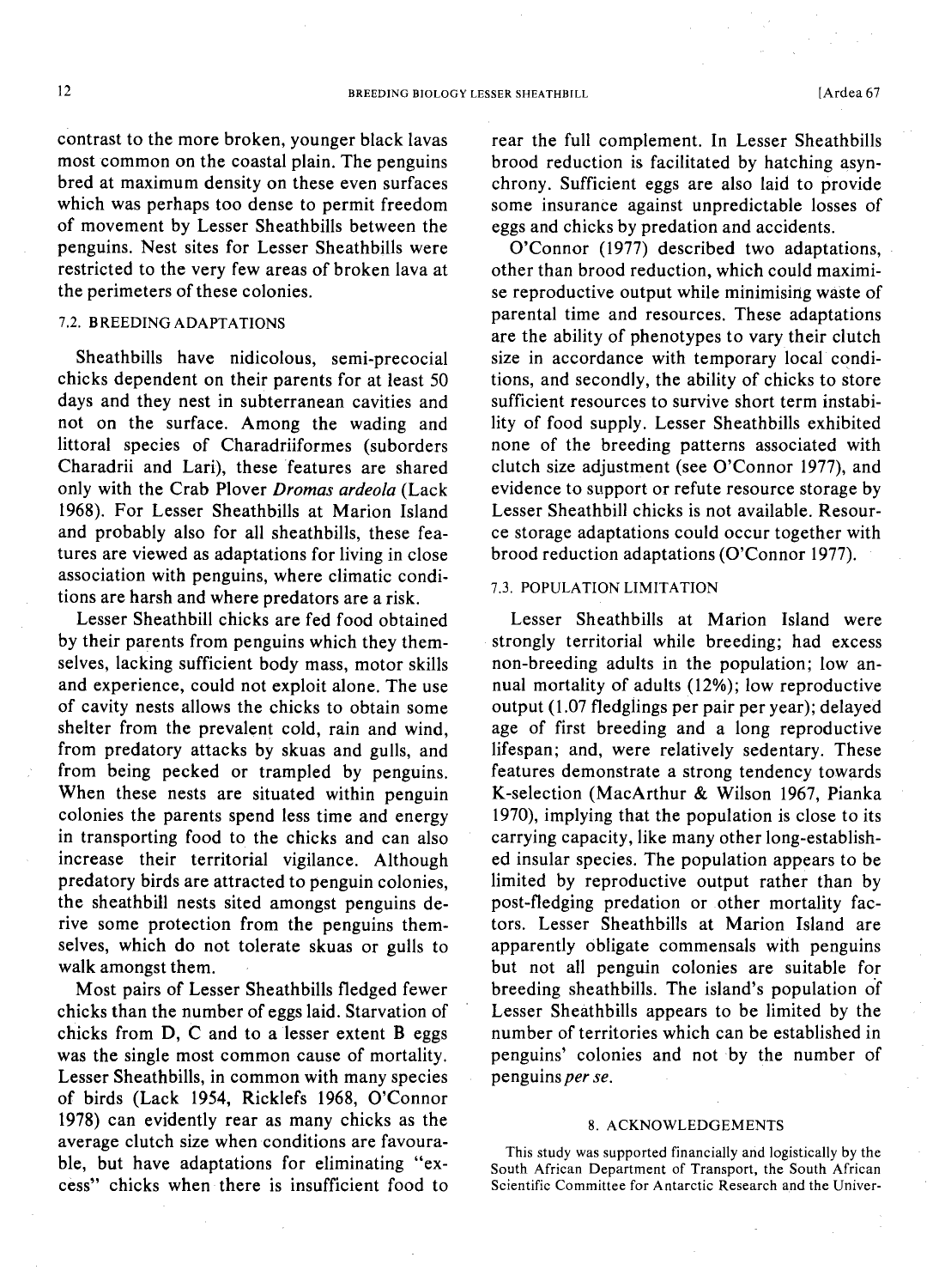contrast to the more broken, younger black lavas most common on the coastal plain. The penguins bred at maximum density on these even surfaces which was perhaps too dense to permit freedom of movement by Lesser Sheathbills between the penguins. Nest sites for Lesser Sheathbills were restricted to the very few areas of broken lava at the perimeters of these colonies.

### 7.2. BREEDING ADAPTATIONS

Sheathbills have nidicolous, semi-precocial chicks dependent on their parents for at least 50 days and they nest in subterranean cavities and not on the surface. Among the wading and littoral species of Charadriiformes (suborders Charadrii and Lari), these features are shared only with the Crab Plover *Dromas ardeola* (Lack 1968). For Lesser Sheathbills at Marion Island and probably also for all sheathbills, these features are viewed as adaptations for living in close association with penguins, where climatic conditions are harsh and where predators are a risk.

Lesser Sheathbill chicks are fed food obtained by their parents from penguins which they themselves, lacking sufficient body mass, motor skills and experience, could not exploit alone. The use of cavity nests allows the chicks to obtain some shelter from the prevalent cold, rain and wind, from predatory attacks by skuas and gulls, and from being pecked or trampled by penguins. When these nests are situated within penguin colonies the parents spend less time and energy in transporting food to the chicks and can also increase their territorial vigilance. Although predatory birds are attracted to penguin colonies, the sheathbill nests sited amongst penguins derive some protection from the penguins themselves, which do not tolerate skuas or gulls to walk amongst them.

Most pairs of Lesser Sheathbills fledged fewer chicks than the number of eggs laid. Starvation of chicks from D, C and to a lesser extent B eggs was the single most common cause of mortality. Lesser Sheathbills, in common with many species of birds (Lack 1954, Ricklefs 1968, O'Connor 1978) can evidently rear as many chicks as the average clutch size when conditions are favourable, but have adaptations for eliminating "excess" chicks when there is insufficient food to rear the full complement. In Lesser Sheathbills brood reduction is facilitated by hatching asynchrony. Sufficient eggs are also laid to provide some insurance against unpredictable losses of eggs and chicks by predation and accidents.

O'Connor (1977) described two adaptations, other than brood reduction, which could maximise reproductive output while minimising waste of parental time and resources. These adaptations are the ability of phenotypes to vary their clutch size in accordance with temporary local conditions, and secondly, the ability of chicks to store sufficient resources to survive short term instability of food supply. Lesser Sheathbills exhibited none of the breeding patterns associated with clutch size adjustment (see O'Connor 1977), and evidence to support or refute resource storage by Lesser Sheathbill chicks is not available. Resource storage adaptations could occur together with brood reduction adaptations (O'Connor 1977).

### 7.3. POPULATION LIMITATION

Lesser Sheathbills at Marion Island were strongly territorial while breeding; had excess non-breeding adults in the population; low annual mortality of adults (12%); low reproductive output (1.07 fledglings per pair per year); delayed age of first breeding and a long reproductive lifespan; and, were relatively sedentary. These features demonstrate a strong tendency towards K-selection (MacArthur & Wilson 1967, Pianka 1970), implying that the population is close to its carrying capacity, like many other long-established insular species. The population appears to be limited by reproductive output rather than by post-fledging predation or other mortality factors. Lesser Sheathbills at Marion Island are apparently obligate commensals with penguins but not all penguin colonies are suitable for breeding sheathbills. The island's population of Lesser Sheathbills appears to be limited by the number of territories which can be established in penguins' colonies and not by the number of penguins *per se*.

## 8. ACKNOWLEDGEMENTS

This study was supported financially and logistically by the South African Department of Transport, the South African Scientific Committee for Antarctic Research and the Univer-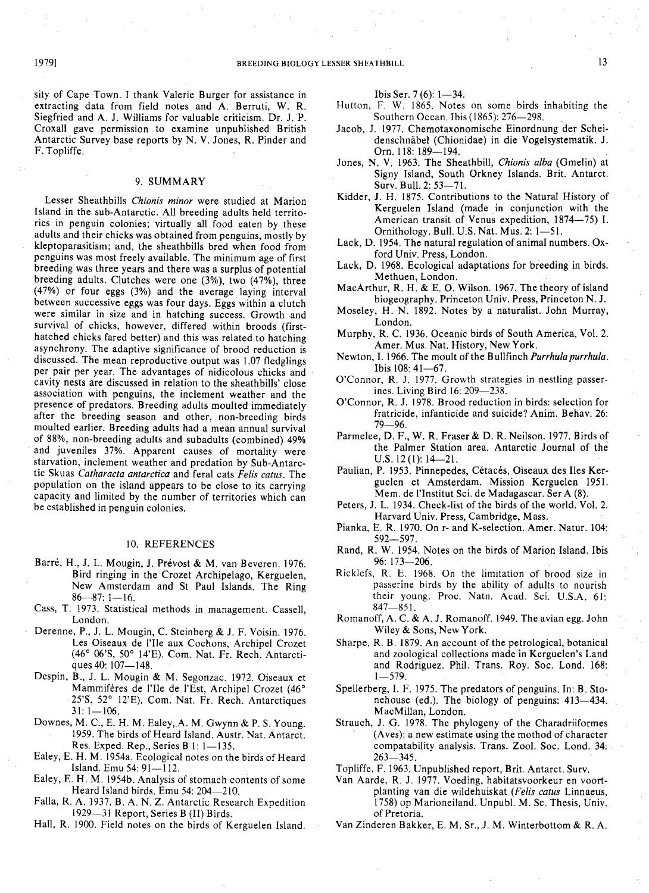sity of Cape Town. I thank Valerie Burger for assistance in extracting data from field notes and A. Berruti, W. R. Siegfried and A. J. Williams for valuable criticism. Dr. J. P. Croxall gave permission to examine unpublished British Antarctic Survey base reports by N. V. Jones, R. Pinder and F. Topliffe.

## 9. SUMMARY

Lesser Sheathbills *Chionis minor* were studied at Marion Island in the sub-Antarctic. All breeding adults held territories in penguin colonies; virtually all food eaten by these adults and their chicks was obtained from penguins, mostly by kleptoparasitism; and, the sheathbills bred when food from penguins was most freely available. The minimum age of first breeding was three years and there was a surplus of potential breeding adults. Clutches were one (3%), two (47%), three (47%) or four eggs (3%) and the average laying interval between successive eggs was four days. Eggs within a clutch were similar in size and in hatching success. Growth and survival of chicks, however, differed within broods (first-hatched chicks fared better) and this was related to hatching asynchrony. The adaptive significance of brood reduction is discussed. The mean reproductive output was 1.07 fledglings per pair per year. The advantages of nidicolous chicks and cavity nests are discussed in relation to the sheathbills' close association with penguins, the inclement weather and the presence of predators. Breeding adults moulted immediately after the breeding season and other, non-breeding birds moulted earlier. Breeding adults had a mean annual survival of 88%, non-breeding adults and subadults (combined) 49% and juveniles 37%. Apparent causes of mortality were starvation, inclement weather and predation by Sub-Antarctic Skuas *Catharacta antarctica* and feral cats *Felis catus*. The population on the island appears to be close to its carrying capacity and limited by the number of territories which can be established in penguin colonies.

## 10. REFERENCES

Barré, H., J. L. Mougin, J. Prévost & M. van Beveren. 1976. Bird ringing in the Crozet Archipelago, Kerguelen, New Amsterdam and St Paul Islands. The Ring 86—87: 1—16.

Cass, T. 1973. Statistical methods in management. Cassell, London.

Derenne, P., J. L. Mougin, C. Steinberg & J. F. Voisin. 1976. Les Oiseaux de l'Ile aux Cochons, Archipel Crozet (46° 06'S, 50° 14'E). Com. Nat. Fr. Rech. Antarctiques 40: 107—148.

Despin, B., J. L. Mougin & M. Segonzac. 1972. Oiseaux et Mammifères de l'Ile de l'Est, Archipel Crozet (46° 25'S, 52° 12'E). Com. Nat. Fr. Rech. Antarctiques 31: 1—106.

Downes, M. C., E. H. M. Ealey, A. M. Gwynn & P. S. Young. 1959. The birds of Heard Island. Austr. Nat. Antarct. Res. Exped. Rep., Series B 1: 1—135.

Ealey, E. H. M. 1954a. Ecological notes on the birds of Heard Island. Emu 54: 91—112.

Ealey, E. H. M. 1954b. Analysis of stomach contents of some Heard Island birds. Emu 54: 204—210.

Falla, R. A. 1937. B. A. N. Z. Antarctic Research Expedition 1929—31 Report, Series B (II) Birds.

Hall, R. 1900. Field notes on the birds of Kerguelen Island. Ibis Ser. 7 (6): 1—34.

Hutton, F. W. 1865. Notes on some birds inhabiting the Southern Ocean. Ibis (1865): 276—298.

Jacob, J. 1977. Chemotaxonomische Einordnung der Scheidenschnäbel (Chionidae) in die Vogelsystematik. J. Orn. 118: 189—194.

Jones, N. V. 1963. The Sheathbill, *Chionis alba* (Gmelin) at Signy Island, South Orkney Islands. Brit. Antarct. Surv. Bull. 2: 53—71.

Kidder, J. H. 1875. Contributions to the Natural History of Kerguelen Island (made in conjunction with the American transit of Venus expedition, 1874—75) I. Ornithology. Bull. U.S. Nat. Mus. 2: 1—51.

Lack, D. 1954. The natural regulation of animal numbers. Oxford Univ. Press, London.

Lack, D. 1968. Ecological adaptations for breeding in birds. Methuen, London.

MacArthur, R. H. & E. O. Wilson. 1967. The theory of island biogeography. Princeton Univ. Press, Princeton N. J.

Moseley, H. N. 1892. Notes by a naturalist. John Murray, London.

Murphy, R. C. 1936. Oceanic birds of South America, Vol. 2. Amer. Mus. Nat. History, New York.

Newton, I. 1966. The moult of the Bullfinch *Purrhula purrhula*. Ibis 108: 41—67.

O'Connor, R. J. 1977. Growth strategies in nestling passerines. Living Bird 16: 209—238.

O'Connor, R. J. 1978. Brood reduction in birds: selection for fratricide, infanticide and suicide? Anim. Behav. 26: 79—96.

Parmelee, D. F., W. R. Fraser & D. R. Neilson. 1977. Birds of the Palmer Station area. Antarctic Journal of the U.S. 12 (1): 14—21.

Paulian, P. 1953. Pinnepedes, Cétacés, Oiseaux des Iles Kerguelen et Amsterdam. Mission Kerguelen 1951. Mem. de l'Institut Sci. de Madagascar. Ser A (8).

Peters, J. L. 1934. Check-list of the birds of the world. Vol. 2. Harvard Univ. Press, Cambridge, Mass.

Pianka, E. R. 1970. On r- and K-selection. Amer. Natur. 104: 592—597.

Rand, R. W. 1954. Notes on the birds of Marion Island. Ibis 96: 173—206.

Ricklefs, R. E. 1968. On the limitation of brood size in passerine birds by the ability of adults to nourish their young. Proc. Natn. Acad. Sci. U.S.A. 61: 847—851.

Romanoff, A. C. & A. J. Romanoff. 1949. The avian egg. John Wiley & Sons, New York.

Sharpe, R. B. 1879. An account of the petrological, botanical and zoological collections made in Kerguelen's Land and Rodriguez. Phil. Trans. Roy. Soc. Lond. 168: 1—579.

Spellerberg, I. F. 1975. The predators of penguins. In: B. Stonehouse (ed.). The biology of penguins: 413—434. MacMillan, London.

Strauch, J. G. 1978. The phylogeny of the Charadriiformes (Aves): a new estimate using the mothod of character compatability analysis. Trans. Zool. Soc. Lond. 34: 263—345.

Topliffe, F. 1963. Unpublished report, Brit. Antarct. Surv.

Van Aarde, R. J. 1977. Voeding, habitatsvoorkeur en voortplanting van die wildehuiskat (*Felis catus* Linnaeus, 1758) op Marioneiland. Unpubl. M. Sc. Thesis, Univ. of Pretoria.

Van Zinderen Bakker, E. M. Sr., J. M. Winterbottom & R. A.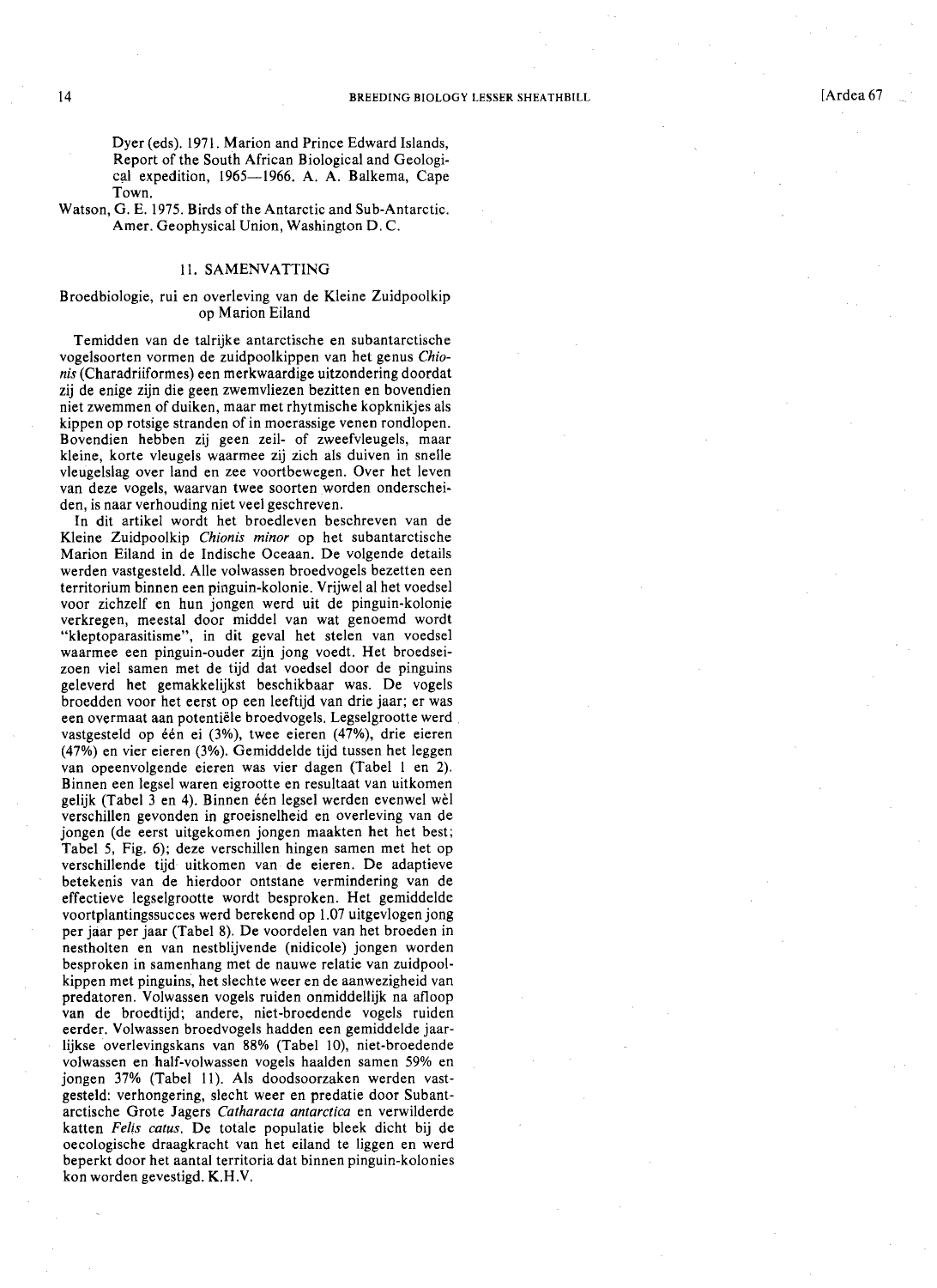Dyer (eds). 1971. Marion and Prince Edward Islands, Report of the South African Biological and Geological expedition, 1965—1966. A. A. Balkema, Cape Town.

Watson, G. E. 1975. Birds of the Antarctic and Sub-Antarctic. Amer. Geophysical Union, Washington D. C.

## 11. SAMENVATTING

### Broedbiologie, rui en overleving van de Kleine Zuidpoolkip op Marion Eiland

Temidden van de talrijke antarctische en subantarctische vogelsoorten vormen de zuidpoolkippen van het genus *Chionis* (Charadriiformes) een merkwaardige uitzondering doordat zij de enige zijn die geen zwemvliezen bezitten en bovendien niet zwemmen of duiken, maar met rhytmische kopknikjes als kippen op rotsige stranden of in moerassige venen rondlopen. Bovendien hebben zij geen zeil- of zweefvleugels, maar kleine, korte vleugels waarmee zij zich als duiven in snelle vleugelslag over land en zee voortbewegen. Over het leven van deze vogels, waarvan twee soorten worden onderscheiden, is naar verhouding niet veel geschreven.

In dit artikel wordt het broedleven beschreven van de Kleine Zuidpoolkip *Chionis minor* op het subantarctische Marion Eiland in de Indische Oceaan. De volgende details werden vastgesteld. Alle volwassen broedvogels bezetten een territorium binnen een pinguin-kolonie. Vrijwel al het voedsel voor zichzelf en hun jongen werd uit de pinguin-kolonie verkregen, meestal door middel van wat genoemd wordt "kleptoparasitisme", in dit geval het stelen van voedsel waarmee een pinguin-ouder zijn jong voedt. Het broedseizoen viel samen met de tijd dat voedsel door de pinguins geleverd het gemakkelijkst beschikbaar was. De vogels broedden voor het eerst op een leeftijd van drie jaar; er was een overmaat aan potentiële broedvogels. Legselgrootte werd vastgesteld op één ei (3%), twee eieren (47%), drie eieren (47%) en vier eieren (3%). Gemiddelde tijd tussen het leggen van opeenvolgende eieren was vier dagen (Tabel 1 en 2). Binnen een legsel waren eigrootte en resultaat van uitkomen gelijk (Tabel 3 en 4). Binnen één legsel werden evenwel wèl verschillen gevonden in groeisnelheid en overleving van de jongen (de eerst uitgekomen jongen maakten het het best; Tabel 5, Fig. 6); deze verschillen hingen samen met het op verschillende tijd uitkomen van de eieren. De adaptieve betekenis van de hierdoor ontstane vermindering van de effectieve legselgrootte wordt besproken. Het gemiddelde voortplantingssucces werd berekend op 1.07 uitgevlogen jong per jaar per jaar (Tabel 8). De voordelen van het broeden in nestholten en van nestblijvende (nidicole) jongen worden besproken in samenhang met de nauwe relatie van zuidpoolkippen met pinguins, het slechte weer en de aanwezigheid van predatoren. Volwassen vogels ruiden onmiddellijk na afloop van de broedtijd; andere, niet-broedende vogels ruiden eerder. Volwassen broedvogels hadden een gemiddelde jaarlijkse overlevingskans van 88% (Tabel 10), niet-broedende volwassen en half-volwassen vogels haalden samen 59% en jongen 37% (Tabel 11). Als doodsoorzaken werden vastgesteld: verhongering, slecht weer en predatie door Subantarctische Grote Jagers *Catharacta antarctica* en verwilderde katten *Felis catus*. De totale populatie bleek dicht bij de oecologische draagkracht van het eiland te liggen en werd beperkt door het aantal territoria dat binnen pinguin-kolonies kon worden gevestigd. K.H.V.